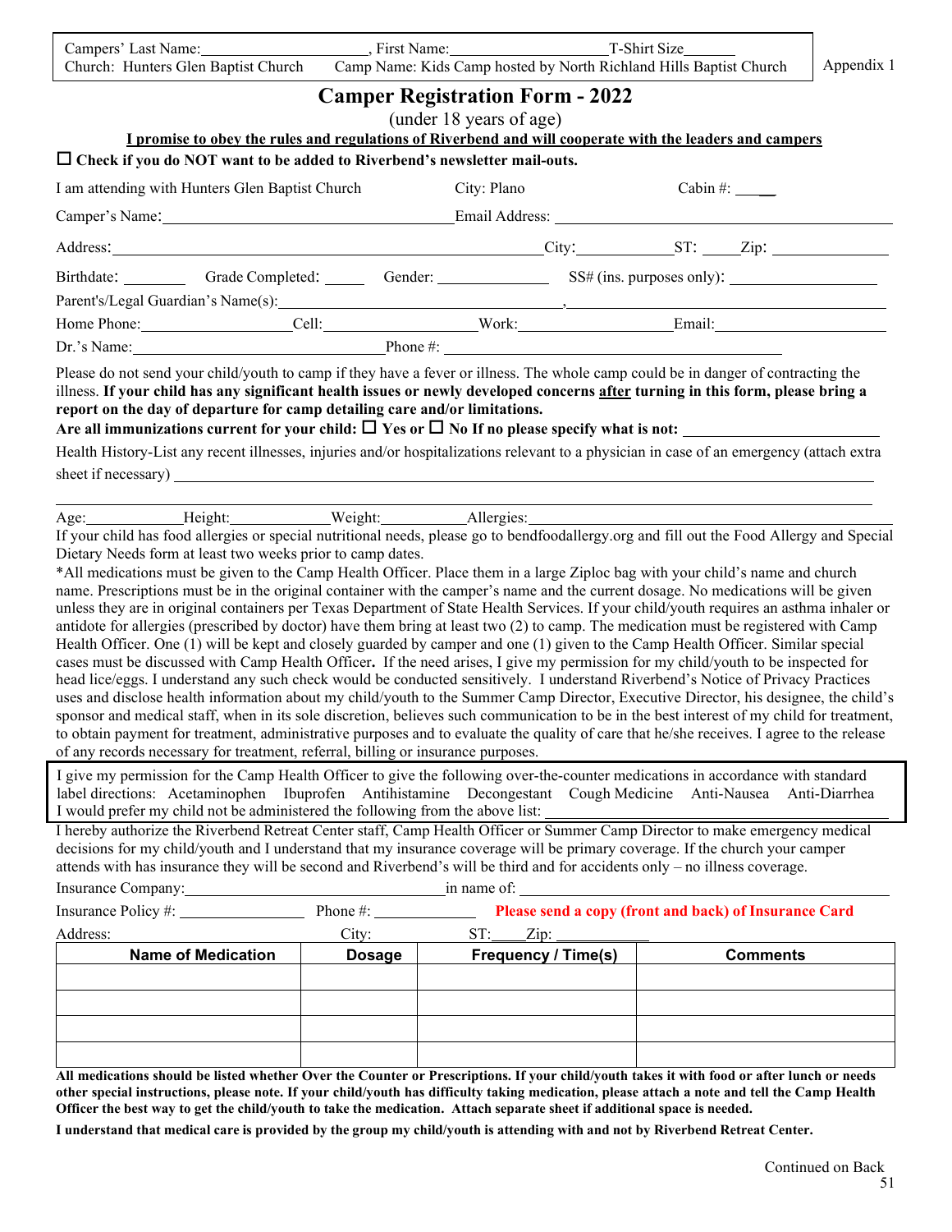Campers' Last Name:____________________, First Name:____________________T-Shirt Size_______
Church: Hunters Glen Baptist Church    Camp Name: Kids Camp hosted by North Richland Hills Baptist Church

Appendix 1

# Camper Registration Form - 2022

(under 18 years of age)

**I promise to obey the rules and regulations of Riverbend and will cooperate with the leaders and campers**

☐ **Check if you do NOT want to be added to Riverbend's newsletter mail-outs.**

I am attending with Hunters Glen Baptist Church    City: Plano    Cabin #: _____

Camper's Name:______________________________ Email Address: ______________________________

Address:______________________________ City:____________ ST: _____ Zip: ______________

Birthdate: ________ Grade Completed: ______ Gender: ______________ SS# (ins. purposes only): ____________________

Parent's/Legal Guardian's Name(s):______________________________, ______________________________

Home Phone:__________________ Cell:__________________ Work:__________________ Email:__________________

Dr.'s Name:______________________________ Phone #: ______________________________

Please do not send your child/youth to camp if they have a fever or illness. The whole camp could be in danger of contracting the illness. **If your child has any significant health issues or newly developed concerns after turning in this form, please bring a report on the day of departure for camp detailing care and/or limitations.**

**Are all immunizations current for your child: ☐ Yes or ☐ No If no please specify what is not:** ______________________

Health History-List any recent illnesses, injuries and/or hospitalizations relevant to a physician in case of an emergency (attach extra sheet if necessary) ____________________________________________________________

____________________________________________________________

Age:____________ Height:____________ Weight:____________ Allergies:______________________________

If your child has food allergies or special nutritional needs, please go to bendfoodallergy.org and fill out the Food Allergy and Special Dietary Needs form at least two weeks prior to camp dates.

*All medications must be given to the Camp Health Officer. Place them in a large Ziploc bag with your child's name and church name. Prescriptions must be in the original container with the camper's name and the current dosage. No medications will be given unless they are in original containers per Texas Department of State Health Services. If your child/youth requires an asthma inhaler or antidote for allergies (prescribed by doctor) have them bring at least two (2) to camp. The medication must be registered with Camp Health Officer. One (1) will be kept and closely guarded by camper and one (1) given to the Camp Health Officer. Similar special cases must be discussed with Camp Health Officer**.** If the need arises, I give my permission for my child/youth to be inspected for head lice/eggs. I understand any such check would be conducted sensitively. I understand Riverbend's Notice of Privacy Practices uses and disclose health information about my child/youth to the Summer Camp Director, Executive Director, his designee, the child's sponsor and medical staff, when in its sole discretion, believes such communication to be in the best interest of my child for treatment, to obtain payment for treatment, administrative purposes and to evaluate the quality of care that he/she receives. I agree to the release of any records necessary for treatment, referral, billing or insurance purposes.

I give my permission for the Camp Health Officer to give the following over-the-counter medications in accordance with standard label directions: Acetaminophen Ibuprofen Antihistamine Decongestant Cough Medicine Anti-Nausea Anti-Diarrhea
I would prefer my child not be administered the following from the above list: ______________________________

I hereby authorize the Riverbend Retreat Center staff, Camp Health Officer or Summer Camp Director to make emergency medical decisions for my child/youth and I understand that my insurance coverage will be primary coverage. If the church your camper attends with has insurance they will be second and Riverbend's will be third and for accidents only – no illness coverage.

Insurance Company:______________________________ in name of: ______________________________

Insurance Policy #: ______________ Phone #: ____________ **Please send a copy (front and back) of Insurance Card**

Address:                City:        ST:____Zip: ____________

| Name of Medication | Dosage | Frequency / Time(s) | Comments |
|---|---|---|---|
| | | | |
| | | | |
| | | | |
| | | | |

**All medications should be listed whether Over the Counter or Prescriptions. If your child/youth takes it with food or after lunch or needs other special instructions, please note. If your child/youth has difficulty taking medication, please attach a note and tell the Camp Health Officer the best way to get the child/youth to take the medication. Attach separate sheet if additional space is needed.**

**I understand that medical care is provided by the group my child/youth is attending with and not by Riverbend Retreat Center.**

Continued on Back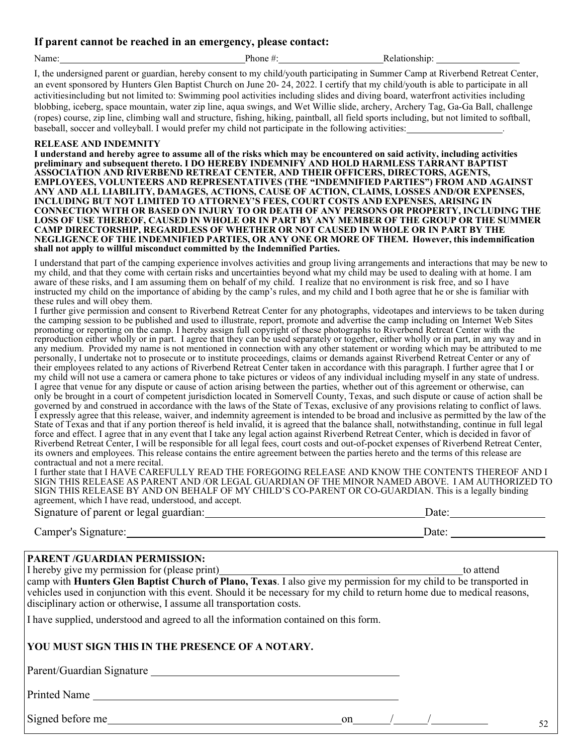### If parent cannot be reached in an emergency, please contact:

Name:\_\_\_\_\_\_\_\_\_\_\_\_\_\_\_\_\_\_\_\_\_\_\_\_\_\_\_\_\_\_ Phone #:\_\_\_\_\_\_\_\_\_\_\_\_\_\_\_\_\_\_ Relationship: \_\_\_\_\_\_\_\_\_\_\_\_\_\_

I, the undersigned parent or guardian, hereby consent to my child/youth participating in Summer Camp at Riverbend Retreat Center, an event sponsored by Hunters Glen Baptist Church on June 20- 24, 2022. I certify that my child/youth is able to participate in all activitiesincluding but not limited to: Swimming pool activities including slides and diving board, waterfront activities including blobbing, iceberg, space mountain, water zip line, aqua swings, and Wet Willie slide, archery, Archery Tag, Ga-Ga Ball, challenge (ropes) course, zip line, climbing wall and structure, fishing, hiking, paintball, all field sports including, but not limited to softball, baseball, soccer and volleyball. I would prefer my child not participate in the following activities:\_\_\_\_\_\_\_\_\_\_\_\_\_\_\_\_\_\_.

**RELEASE AND INDEMNITY**

**I understand and hereby agree to assume all of the risks which may be encountered on said activity, including activities preliminary and subsequent thereto. I DO HEREBY INDEMNIFY AND HOLD HARMLESS TARRANT BAPTIST ASSOCIATION AND RIVERBEND RETREAT CENTER, AND THEIR OFFICERS, DIRECTORS, AGENTS, EMPLOYEES, VOLUNTEERS AND REPRESENTATIVES (THE "INDEMNIFIED PARTIES") FROM AND AGAINST ANY AND ALL LIABILITY, DAMAGES, ACTIONS, CAUSE OF ACTION, CLAIMS, LOSSES AND/OR EXPENSES, INCLUDING BUT NOT LIMITED TO ATTORNEY'S FEES, COURT COSTS AND EXPENSES, ARISING IN CONNECTION WITH OR BASED ON INJURY TO OR DEATH OF ANY PERSONS OR PROPERTY, INCLUDING THE LOSS OF USE THEREOF, CAUSED IN WHOLE OR IN PART BY ANY MEMBER OF THE GROUP OR THE SUMMER CAMP DIRECTORSHIP, REGARDLESS OF WHETHER OR NOT CAUSED IN WHOLE OR IN PART BY THE NEGLIGENCE OF THE INDEMNIFIED PARTIES, OR ANY ONE OR MORE OF THEM. However, this indemnification shall not apply to willful misconduct committed by the Indemnified Parties.**

I understand that part of the camping experience involves activities and group living arrangements and interactions that may be new to my child, and that they come with certain risks and uncertainties beyond what my child may be used to dealing with at home. I am aware of these risks, and I am assuming them on behalf of my child. I realize that no environment is risk free, and so I have instructed my child on the importance of abiding by the camp's rules, and my child and I both agree that he or she is familiar with these rules and will obey them.

I further give permission and consent to Riverbend Retreat Center for any photographs, videotapes and interviews to be taken during the camping session to be published and used to illustrate, report, promote and advertise the camp including on Internet Web Sites promoting or reporting on the camp. I hereby assign full copyright of these photographs to Riverbend Retreat Center with the reproduction either wholly or in part. I agree that they can be used separately or together, either wholly or in part, in any way and in any medium. Provided my name is not mentioned in connection with any other statement or wording which may be attributed to me personally, I undertake not to prosecute or to institute proceedings, claims or demands against Riverbend Retreat Center or any of their employees related to any actions of Riverbend Retreat Center taken in accordance with this paragraph. I further agree that I or my child will not use a camera or camera phone to take pictures or videos of any individual including myself in any state of undress.

I agree that venue for any dispute or cause of action arising between the parties, whether out of this agreement or otherwise, can only be brought in a court of competent jurisdiction located in Somervell County, Texas, and such dispute or cause of action shall be governed by and construed in accordance with the laws of the State of Texas, exclusive of any provisions relating to conflict of laws.

I expressly agree that this release, waiver, and indemnity agreement is intended to be broad and inclusive as permitted by the law of the State of Texas and that if any portion thereof is held invalid, it is agreed that the balance shall, notwithstanding, continue in full legal force and effect. I agree that in any event that I take any legal action against Riverbend Retreat Center, which is decided in favor of Riverbend Retreat Center, I will be responsible for all legal fees, court costs and out-of-pocket expenses of Riverbend Retreat Center, its owners and employees. This release contains the entire agreement between the parties hereto and the terms of this release are contractual and not a mere recital.

I further state that I HAVE CAREFULLY READ THE FOREGOING RELEASE AND KNOW THE CONTENTS THEREOF AND I SIGN THIS RELEASE AS PARENT AND /OR LEGAL GUARDIAN OF THE MINOR NAMED ABOVE. I AM AUTHORIZED TO SIGN THIS RELEASE BY AND ON BEHALF OF MY CHILD'S CO-PARENT OR CO-GUARDIAN. This is a legally binding agreement, which I have read, understood, and accept.

Signature of parent or legal guardian:\_\_\_\_\_\_\_\_\_\_\_\_\_\_\_\_\_\_\_\_\_\_\_\_\_\_\_\_\_\_ Date:\_\_\_\_\_\_\_\_\_\_\_\_\_\_

Camper's Signature:\_\_\_\_\_\_\_\_\_\_\_\_\_\_\_\_\_\_\_\_\_\_\_\_\_\_\_\_\_\_\_\_\_\_\_\_\_\_\_\_ Date: \_\_\_\_\_\_\_\_\_\_\_\_\_\_

**PARENT /GUARDIAN PERMISSION:**

I hereby give my permission for (please print)\_\_\_\_\_\_\_\_\_\_\_\_\_\_\_\_\_\_\_\_\_\_\_\_\_\_\_\_\_\_\_\_\_\_\_\_ to attend camp with **Hunters Glen Baptist Church of Plano, Texas**. I also give my permission for my child to be transported in vehicles used in conjunction with this event. Should it be necessary for my child to return home due to medical reasons, disciplinary action or otherwise, I assume all transportation costs.

I have supplied, understood and agreed to all the information contained on this form.

**YOU MUST SIGN THIS IN THE PRESENCE OF A NOTARY.**

Parent/Guardian Signature \_\_\_\_\_\_\_\_\_\_\_\_\_\_\_\_\_\_\_\_\_\_\_\_\_\_\_\_\_\_\_\_\_\_\_\_

Printed Name \_\_\_\_\_\_\_\_\_\_\_\_\_\_\_\_\_\_\_\_\_\_\_\_\_\_\_\_\_\_\_\_\_\_\_\_\_\_\_\_\_\_

Signed before me\_\_\_\_\_\_\_\_\_\_\_\_\_\_\_\_\_\_\_\_\_\_\_\_\_\_\_\_\_\_\_\_\_\_ on\_\_\_\_\_/\_\_\_\_\_/\_\_\_\_\_\_\_\_